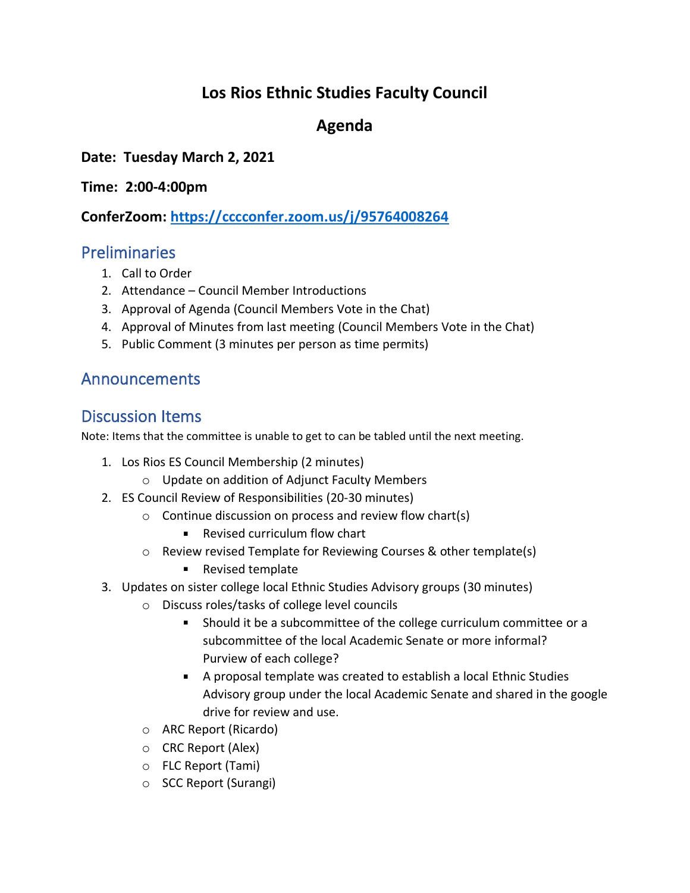# Los Rios Ethnic Studies Faculty Council

## Agenda

**Date: Tuesday March 2, 2021**

**Time: 2:00-4:00pm**

**ConferZoom: [https://cccconfer.zoom.us/j/95764008264](https://cccconfer.zoom.us/j/95764008264)**

## Preliminaries

1. Call to Order
2. Attendance – Council Member Introductions
3. Approval of Agenda (Council Members Vote in the Chat)
4. Approval of Minutes from last meeting (Council Members Vote in the Chat)
5. Public Comment (3 minutes per person as time permits)

## Announcements

## Discussion Items

Note: Items that the committee is unable to get to can be tabled until the next meeting.

1. Los Rios ES Council Membership (2 minutes)
   - Update on addition of Adjunct Faculty Members
2. ES Council Review of Responsibilities (20-30 minutes)
   - Continue discussion on process and review flow chart(s)
     - Revised curriculum flow chart
   - Review revised Template for Reviewing Courses & other template(s)
     - Revised template
3. Updates on sister college local Ethnic Studies Advisory groups (30 minutes)
   - Discuss roles/tasks of college level councils
     - Should it be a subcommittee of the college curriculum committee or a subcommittee of the local Academic Senate or more informal? Purview of each college?
     - A proposal template was created to establish a local Ethnic Studies Advisory group under the local Academic Senate and shared in the google drive for review and use.
   - ARC Report (Ricardo)
   - CRC Report (Alex)
   - FLC Report (Tami)
   - SCC Report (Surangi)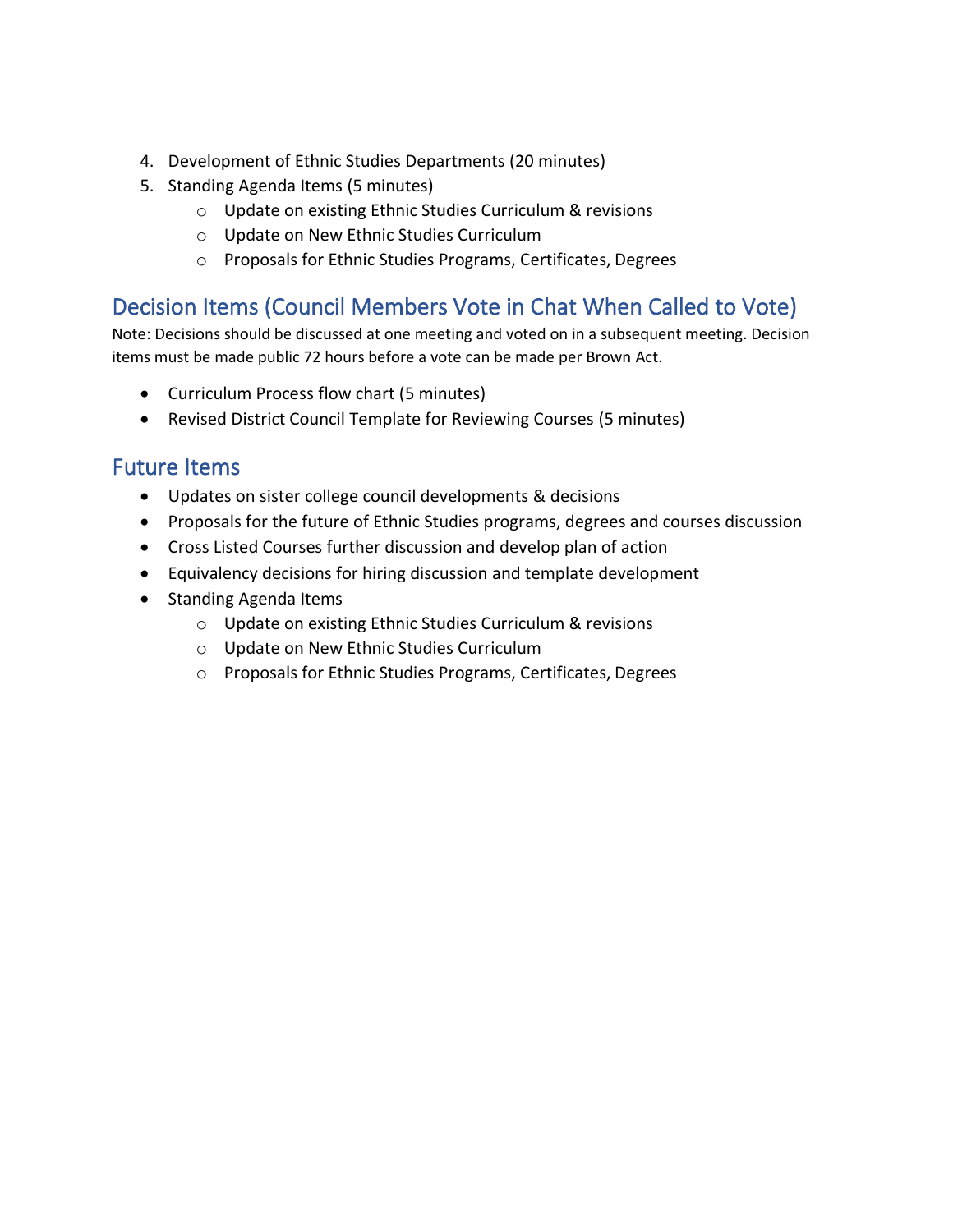4. Development of Ethnic Studies Departments (20 minutes)
5. Standing Agenda Items (5 minutes)
    - Update on existing Ethnic Studies Curriculum & revisions
    - Update on New Ethnic Studies Curriculum
    - Proposals for Ethnic Studies Programs, Certificates, Degrees

## Decision Items (Council Members Vote in Chat When Called to Vote)

Note: Decisions should be discussed at one meeting and voted on in a subsequent meeting. Decision items must be made public 72 hours before a vote can be made per Brown Act.

- Curriculum Process flow chart (5 minutes)
- Revised District Council Template for Reviewing Courses (5 minutes)

## Future Items

- Updates on sister college council developments & decisions
- Proposals for the future of Ethnic Studies programs, degrees and courses discussion
- Cross Listed Courses further discussion and develop plan of action
- Equivalency decisions for hiring discussion and template development
- Standing Agenda Items
    - Update on existing Ethnic Studies Curriculum & revisions
    - Update on New Ethnic Studies Curriculum
    - Proposals for Ethnic Studies Programs, Certificates, Degrees